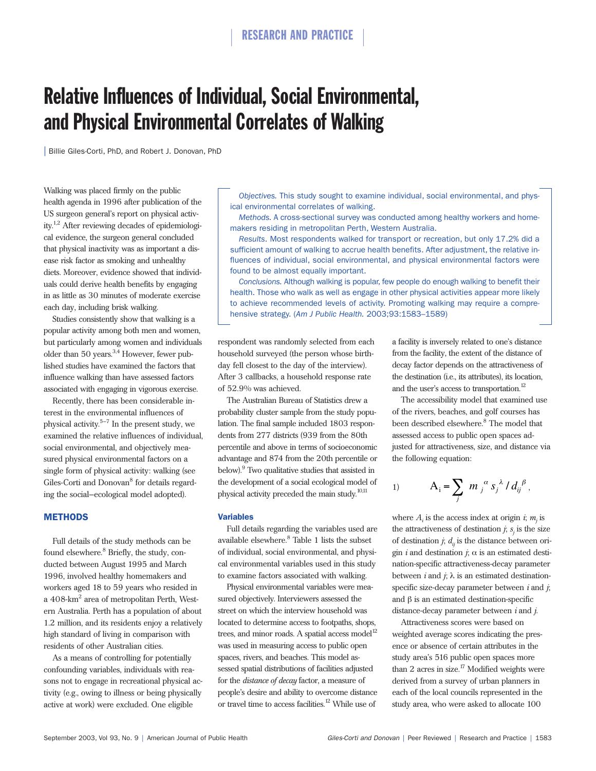# Relative Influences of Individual, Social Environmental, and Physical Environmental Correlates of Walking

Billie Giles-Corti, PhD, and Robert J. Donovan, PhD

*Objectives.* This study sought to examine individual, social environmental, and physical environmental correlates of walking.

*Methods.* A cross-sectional survey was conducted among healthy workers and homemakers residing in metropolitan Perth, Western Australia.

*Results.* Most respondents walked for transport or recreation, but only 17.2% did a sufficient amount of walking to accrue health benefits. After adjustment, the relative influences of individual, social environmental, and physical environmental factors were found to be almost equally important.

*Conclusions.* Although walking is popular, few people do enough walking to benefit their health. Those who walk as well as engage in other physical activities appear more likely to achieve recommended levels of activity. Promoting walking may require a comprehensive strategy. (*Am J Public Health.* 2003;93:1583–1589)

Walking was placed firmly on the public health agenda in 1996 after publication of the US surgeon general's report on physical activity.[1,2] After reviewing decades of epidemiological evidence, the surgeon general concluded that physical inactivity was as important a disease risk factor as smoking and unhealthy diets. Moreover, evidence showed that individuals could derive health benefits by engaging in as little as 30 minutes of moderate exercise each day, including brisk walking.

Studies consistently show that walking is a popular activity among both men and women, but particularly among women and individuals older than 50 years.[3,4] However, fewer published studies have examined the factors that influence walking than have assessed factors associated with engaging in vigorous exercise.

Recently, there has been considerable interest in the environmental influences of physical activity.[5–7] In the present study, we examined the relative influences of individual, social environmental, and objectively measured physical environmental factors on a single form of physical activity: walking (see Giles-Corti and Donovan[8] for details regarding the social–ecological model adopted).

## METHODS

Full details of the study methods can be found elsewhere.[8] Briefly, the study, conducted between August 1995 and March 1996, involved healthy homemakers and workers aged 18 to 59 years who resided in a 408-km² area of metropolitan Perth, Western Australia. Perth has a population of about 1.2 million, and its residents enjoy a relatively high standard of living in comparison with residents of other Australian cities.

As a means of controlling for potentially confounding variables, individuals with reasons not to engage in recreational physical activity (e.g., owing to illness or being physically active at work) were excluded. One eligible respondent was randomly selected from each household surveyed (the person whose birthday fell closest to the day of the interview). After 3 callbacks, a household response rate of 52.9% was achieved.

The Australian Bureau of Statistics drew a probability cluster sample from the study population. The final sample included 1803 respondents from 277 districts (939 from the 80th percentile and above in terms of socioeconomic advantage and 874 from the 20th percentile or below).[9] Two qualitative studies that assisted in the development of a social ecological model of physical activity preceded the main study.[10,11]

### Variables

Full details regarding the variables used are available elsewhere.[8] Table 1 lists the subset of individual, social environmental, and physical environmental variables used in this study to examine factors associated with walking.

Physical environmental variables were measured objectively. Interviewers assessed the street on which the interview household was located to determine access to footpaths, shops, trees, and minor roads. A spatial access model[12] was used in measuring access to public open spaces, rivers, and beaches. This model assessed spatial distributions of facilities adjusted for the *distance of decay* factor, a measure of people's desire and ability to overcome distance or travel time to access facilities.[12] While use of a facility is inversely related to one's distance from the facility, the extent of the distance of decay factor depends on the attractiveness of the destination (i.e., its attributes), its location, and the user's access to transportation.[12]

The accessibility model that examined use of the rivers, beaches, and golf courses has been described elsewhere.[8] The model that assessed access to public open spaces adjusted for attractiveness, size, and distance via the following equation:

$$A_i = \sum_j m_j^{\alpha} s_j^{\lambda} / d_{ij}^{\beta}, \quad (1)$$

where $A_i$ is the access index at origin $i$; $m_j$ is the attractiveness of destination $j$; $s_j$ is the size of destination $j$; $d_{ij}$ is the distance between origin $i$ and destination $j$; $\alpha$ is an estimated destination-specific attractiveness-decay parameter between $i$ and $j$; $\lambda$ is an estimated destination-specific size-decay parameter between $i$ and $j$; and $\beta$ is an estimated destination-specific distance-decay parameter between $i$ and $j$.

Attractiveness scores were based on weighted average scores indicating the presence or absence of certain attributes in the study area's 516 public open spaces more than 2 acres in size.[17] Modified weights were derived from a survey of urban planners in each of the local councils represented in the study area, who were asked to allocate 100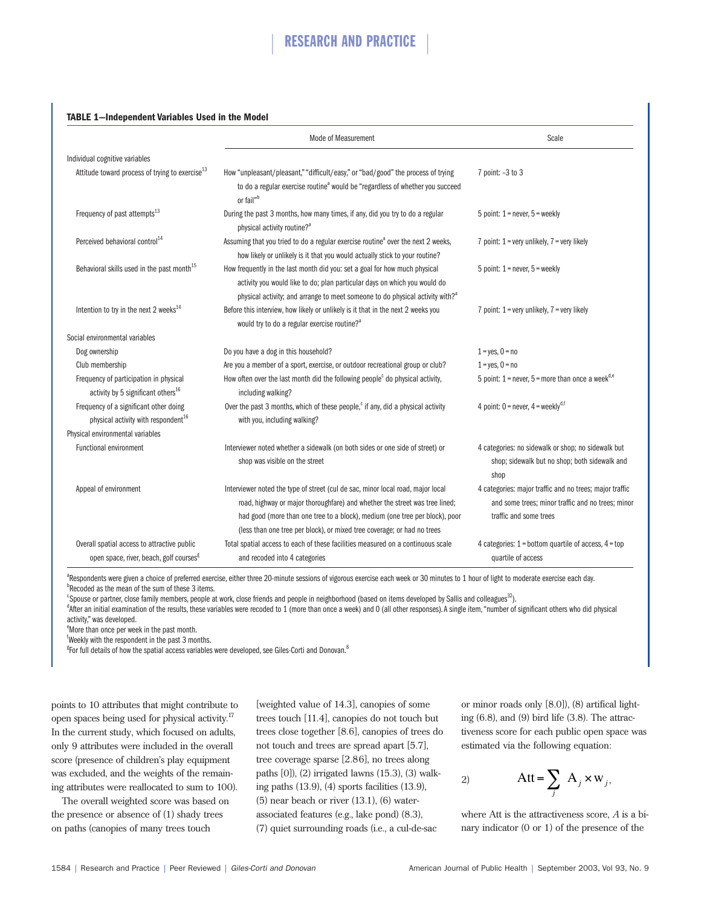**TABLE 1—Independent Variables Used in the Model**

| | Mode of Measurement | Scale |
|---|---|---|
| Individual cognitive variables | | |
| Attitude toward process of trying to exercise[13] | How "unpleasant/pleasant," "difficult/easy," or "bad/good" the process of trying to do a regular exercise routine[a] would be "regardless of whether you succeed or fail"[b] | 7 point: –3 to 3 |
| Frequency of past attempts[13] | During the past 3 months, how many times, if any, did you try to do a regular physical activity routine?[a] | 5 point: 1 = never, 5 = weekly |
| Perceived behavioral control[14] | Assuming that you tried to do a regular exercise routine[a] over the next 2 weeks, how likely or unlikely is it that you would actually stick to your routine? | 7 point: 1 = very unlikely, 7 = very likely |
| Behavioral skills used in the past month[15] | How frequently in the last month did you: set a goal for how much physical activity you would like to do; plan particular days on which you would do physical activity; and arrange to meet someone to do physical activity with?[a] | 5 point: 1 = never, 5 = weekly |
| Intention to try in the next 2 weeks[14] | Before this interview, how likely or unlikely is it that in the next 2 weeks you would try to do a regular exercise routine?[a] | 7 point: 1 = very unlikely, 7 = very likely |
| Social environmental variables | | |
| Dog ownership | Do you have a dog in this household? | 1 = yes, 0 = no |
| Club membership | Are you a member of a sport, exercise, or outdoor recreational group or club? | 1 = yes, 0 = no |
| Frequency of participation in physical activity by 5 significant others[16] | How often over the last month did the following people[c] do physical activity, including walking? | 5 point: 1 = never, 5 = more than once a week[d,e] |
| Frequency of a significant other doing physical activity with respondent[16] | Over the past 3 months, which of these people,[c] if any, did a physical activity with you, including walking? | 4 point: 0 = never, 4 = weekly[d,f] |
| Physical environmental variables | | |
| Functional environment | Interviewer noted whether a sidewalk (on both sides or one side of street) or shop was visible on the street | 4 categories: no sidewalk or shop; no sidewalk but shop; sidewalk but no shop; both sidewalk and shop |
| Appeal of environment | Interviewer noted the type of street (cul de sac, minor local road, major local road, highway or major thoroughfare) and whether the street was tree lined; had good (more than one tree to a block), medium (one tree per block), poor (less than one tree per block), or mixed tree coverage; or had no trees | 4 categories: major traffic and no trees; major traffic and some trees; minor traffic and no trees; minor traffic and some trees |
| Overall spatial access to attractive public open space, river, beach, golf courses[g] | Total spatial access to each of these facilities measured on a continuous scale and recoded into 4 categories | 4 categories: 1 = bottom quartile of access, 4 = top quartile of access |

[a]Respondents were given a choice of preferred exercise, either three 20-minute sessions of vigorous exercise each week or 30 minutes to 1 hour of light to moderate exercise each day.
[b]Recoded as the mean of the sum of these 3 items.
[c]Spouse or partner, close family members, people at work, close friends and people in neighborhood (based on items developed by Sallis and colleagues[32]).
[d]After an initial examination of the results, these variables were recoded to 1 (more than once a week) and 0 (all other responses). A single item, "number of significant others who did physical activity," was developed.
[e]More than once per week in the past month.
[f]Weekly with the respondent in the past 3 months.
[g]For full details of how the spatial access variables were developed, see Giles-Corti and Donovan.[8]

points to 10 attributes that might contribute to open spaces being used for physical activity.[17] In the current study, which focused on adults, only 9 attributes were included in the overall score (presence of children's play equipment was excluded, and the weights of the remaining attributes were reallocated to sum to 100).

The overall weighted score was based on the presence or absence of (1) shady trees on paths (canopies of many trees touch [weighted value of 14.3], canopies of some trees touch [11.4], canopies do not touch but trees close together [8.6], canopies of trees do not touch and trees are spread apart [5.7], tree coverage sparse [2.86], no trees along paths [0]), (2) irrigated lawns (15.3), (3) walking paths (13.9), (4) sports facilities (13.9), (5) near beach or river (13.1), (6) water-associated features (e.g., lake pond) (8.3), (7) quiet surrounding roads (i.e., a cul-de-sac or minor roads only [8.0]), (8) artifical lighting (6.8), and (9) bird life (3.8). The attractiveness score for each public open space was estimated via the following equation:

$$\text{Att} = \sum_j A_j \times w_j, \tag{2}$$

where Att is the attractiveness score, $A$ is a binary indicator (0 or 1) of the presence of the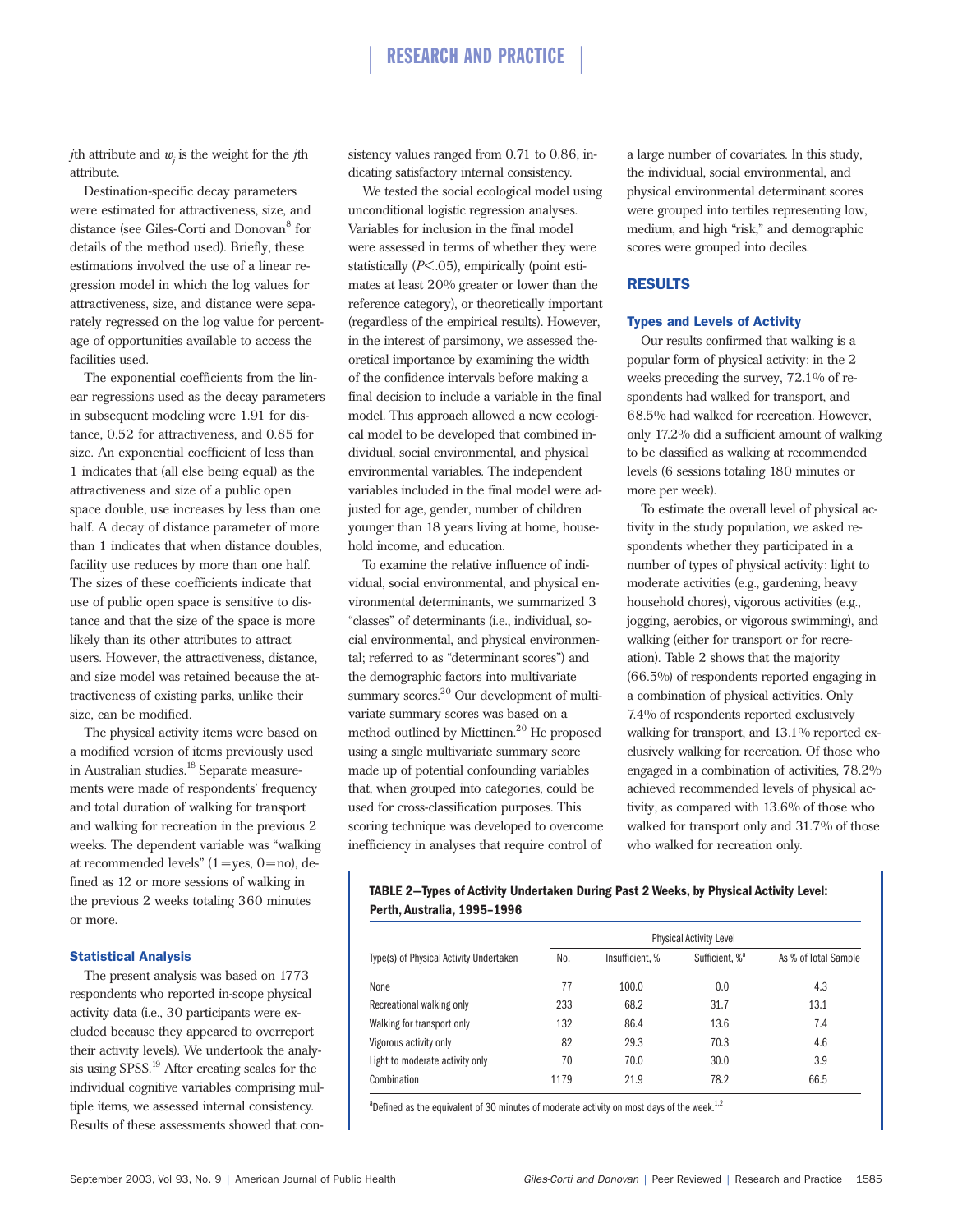$j$th attribute and $w_j$ is the weight for the $j$th attribute.

Destination-specific decay parameters were estimated for attractiveness, size, and distance (see Giles-Corti and Donovan[8] for details of the method used). Briefly, these estimations involved the use of a linear regression model in which the log values for attractiveness, size, and distance were separately regressed on the log value for percentage of opportunities available to access the facilities used.

The exponential coefficients from the linear regressions used as the decay parameters in subsequent modeling were 1.91 for distance, 0.52 for attractiveness, and 0.85 for size. An exponential coefficient of less than 1 indicates that (all else being equal) as the attractiveness and size of a public open space double, use increases by less than one half. A decay of distance parameter of more than 1 indicates that when distance doubles, facility use reduces by more than one half. The sizes of these coefficients indicate that use of public open space is sensitive to distance and that the size of the space is more likely than its other attributes to attract users. However, the attractiveness, distance, and size model was retained because the attractiveness of existing parks, unlike their size, can be modified.

The physical activity items were based on a modified version of items previously used in Australian studies.[18] Separate measurements were made of respondents' frequency and total duration of walking for transport and walking for recreation in the previous 2 weeks. The dependent variable was "walking at recommended levels" (1 = yes, 0 = no), defined as 12 or more sessions of walking in the previous 2 weeks totaling 360 minutes or more.

### Statistical Analysis

The present analysis was based on 1773 respondents who reported in-scope physical activity data (i.e., 30 participants were excluded because they appeared to overreport their activity levels). We undertook the analysis using SPSS.[19] After creating scales for the individual cognitive variables comprising multiple items, we assessed internal consistency. Results of these assessments showed that consistency values ranged from 0.71 to 0.86, indicating satisfactory internal consistency.

We tested the social ecological model using unconditional logistic regression analyses. Variables for inclusion in the final model were assessed in terms of whether they were statistically ($P < .05$), empirically (point estimates at least 20% greater or lower than the reference category), or theoretically important (regardless of the empirical results). However, in the interest of parsimony, we assessed theoretical importance by examining the width of the confidence intervals before making a final decision to include a variable in the final model. This approach allowed a new ecological model to be developed that combined individual, social environmental, and physical environmental variables. The independent variables included in the final model were adjusted for age, gender, number of children younger than 18 years living at home, household income, and education.

To examine the relative influence of individual, social environmental, and physical environmental determinants, we summarized 3 "classes" of determinants (i.e., individual, social environmental, and physical environmental; referred to as "determinant scores") and the demographic factors into multivariate summary scores.[20] Our development of multivariate summary scores was based on a method outlined by Miettinen.[20] He proposed using a single multivariate summary score made up of potential confounding variables that, when grouped into categories, could be used for cross-classification purposes. This scoring technique was developed to overcome inefficiency in analyses that require control of a large number of covariates. In this study, the individual, social environmental, and physical environmental determinant scores were grouped into tertiles representing low, medium, and high "risk," and demographic scores were grouped into deciles.

## RESULTS

### Types and Levels of Activity

Our results confirmed that walking is a popular form of physical activity: in the 2 weeks preceding the survey, 72.1% of respondents had walked for transport, and 68.5% had walked for recreation. However, only 17.2% did a sufficient amount of walking to be classified as walking at recommended levels (6 sessions totaling 180 minutes or more per week).

To estimate the overall level of physical activity in the study population, we asked respondents whether they participated in a number of types of physical activity: light to moderate activities (e.g., gardening, heavy household chores), vigorous activities (e.g., jogging, aerobics, or vigorous swimming), and walking (either for transport or for recreation). Table 2 shows that the majority (66.5%) of respondents reported engaging in a combination of physical activities. Only 7.4% of respondents reported exclusively walking for transport, and 13.1% reported exclusively walking for recreation. Of those who engaged in a combination of activities, 78.2% achieved recommended levels of physical activity, as compared with 13.6% of those who walked for transport only and 31.7% of those who walked for recreation only.

**TABLE 2—Types of Activity Undertaken During Past 2 Weeks, by Physical Activity Level: Perth, Australia, 1995–1996**

| | Physical Activity Level | | | |
|---|---|---|---|---|
| Type(s) of Physical Activity Undertaken | No. | Insufficient, % | Sufficient, %[a] | As % of Total Sample |
| None | 77 | 100.0 | 0.0 | 4.3 |
| Recreational walking only | 233 | 68.2 | 31.7 | 13.1 |
| Walking for transport only | 132 | 86.4 | 13.6 | 7.4 |
| Vigorous activity only | 82 | 29.3 | 70.3 | 4.6 |
| Light to moderate activity only | 70 | 70.0 | 30.0 | 3.9 |
| Combination | 1179 | 21.9 | 78.2 | 66.5 |

[a]Defined as the equivalent of 30 minutes of moderate activity on most days of the week.[1,2]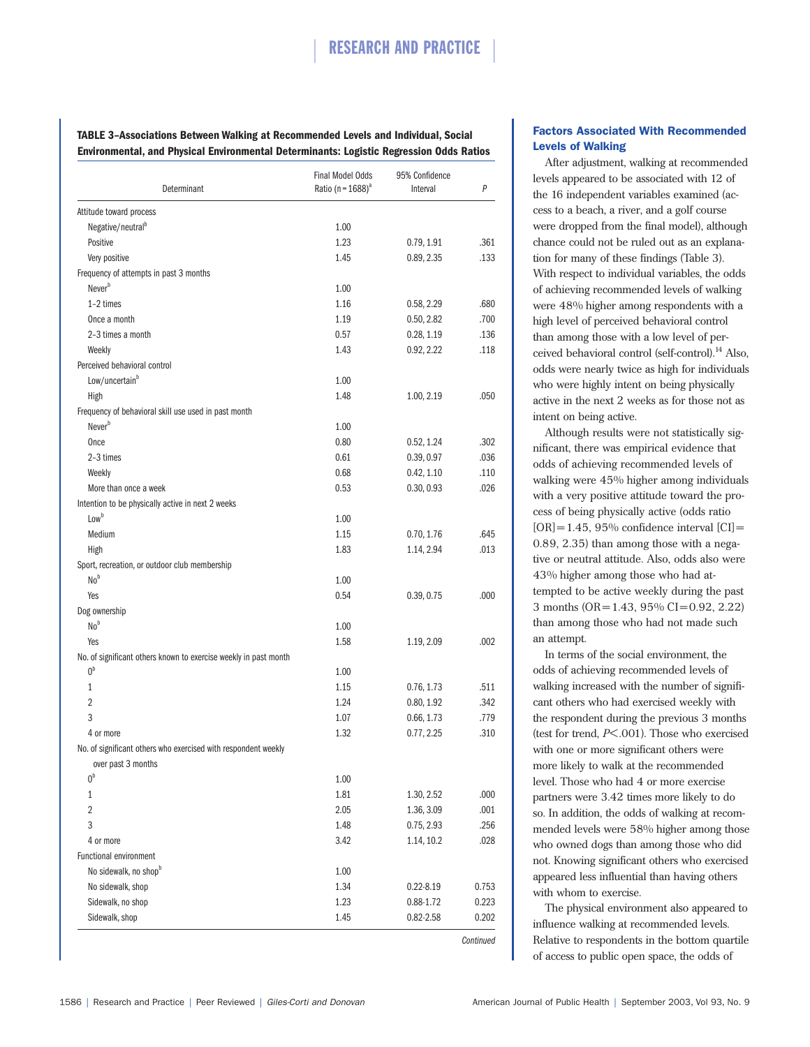**TABLE 3–Associations Between Walking at Recommended Levels and Individual, Social Environmental, and Physical Environmental Determinants: Logistic Regression Odds Ratios**

| Determinant | Final Model Odds Ratio (n = 1688)[a] | 95% Confidence Interval | P |
|---|---|---|---|
| Attitude toward process | | | |
| Negative/neutral[b] | 1.00 | | |
| Positive | 1.23 | 0.79, 1.91 | .361 |
| Very positive | 1.45 | 0.89, 2.35 | .133 |
| Frequency of attempts in past 3 months | | | |
| Never[b] | 1.00 | | |
| 1–2 times | 1.16 | 0.58, 2.29 | .680 |
| Once a month | 1.19 | 0.50, 2.82 | .700 |
| 2–3 times a month | 0.57 | 0.28, 1.19 | .136 |
| Weekly | 1.43 | 0.92, 2.22 | .118 |
| Perceived behavioral control | | | |
| Low/uncertain[b] | 1.00 | | |
| High | 1.48 | 1.00, 2.19 | .050 |
| Frequency of behavioral skill use used in past month | | | |
| Never[b] | 1.00 | | |
| Once | 0.80 | 0.52, 1.24 | .302 |
| 2–3 times | 0.61 | 0.39, 0.97 | .036 |
| Weekly | 0.68 | 0.42, 1.10 | .110 |
| More than once a week | 0.53 | 0.30, 0.93 | .026 |
| Intention to be physically active in next 2 weeks | | | |
| Low[b] | 1.00 | | |
| Medium | 1.15 | 0.70, 1.76 | .645 |
| High | 1.83 | 1.14, 2.94 | .013 |
| Sport, recreation, or outdoor club membership | | | |
| No[b] | 1.00 | | |
| Yes | 0.54 | 0.39, 0.75 | .000 |
| Dog ownership | | | |
| No[b] | 1.00 | | |
| Yes | 1.58 | 1.19, 2.09 | .002 |
| No. of significant others known to exercise weekly in past month | | | |
| 0[b] | 1.00 | | |
| 1 | 1.15 | 0.76, 1.73 | .511 |
| 2 | 1.24 | 0.80, 1.92 | .342 |
| 3 | 1.07 | 0.66, 1.73 | .779 |
| 4 or more | 1.32 | 0.77, 2.25 | .310 |
| No. of significant others who exercised with respondent weekly over past 3 months | | | |
| 0[b] | 1.00 | | |
| 1 | 1.81 | 1.30, 2.52 | .000 |
| 2 | 2.05 | 1.36, 3.09 | .001 |
| 3 | 1.48 | 0.75, 2.93 | .256 |
| 4 or more | 3.42 | 1.14, 10.2 | .028 |
| Functional environment | | | |
| No sidewalk, no shop[b] | 1.00 | | |
| No sidewalk, shop | 1.34 | 0.22-8.19 | 0.753 |
| Sidewalk, no shop | 1.23 | 0.88-1.72 | 0.223 |
| Sidewalk, shop | 1.45 | 0.82-2.58 | 0.202 |

*Continued*

### Factors Associated With Recommended Levels of Walking

After adjustment, walking at recommended levels appeared to be associated with 12 of the 16 independent variables examined (access to a beach, a river, and a golf course were dropped from the final model), although chance could not be ruled out as an explanation for many of these findings (Table 3). With respect to individual variables, the odds of achieving recommended levels of walking were 48% higher among respondents with a high level of perceived behavioral control than among those with a low level of perceived behavioral control (self-control).[14] Also, odds were nearly twice as high for individuals who were highly intent on being physically active in the next 2 weeks as for those not as intent on being active.

Although results were not statistically significant, there was empirical evidence that odds of achieving recommended levels of walking were 45% higher among individuals with a very positive attitude toward the process of being physically active (odds ratio [OR] = 1.45, 95% confidence interval [CI] = 0.89, 2.35) than among those with a negative or neutral attitude. Also, odds also were 43% higher among those who had attempted to be active weekly during the past 3 months (OR = 1.43, 95% CI = 0.92, 2.22) than among those who had not made such an attempt.

In terms of the social environment, the odds of achieving recommended levels of walking increased with the number of significant others who had exercised weekly with the respondent during the previous 3 months (test for trend, $P < .001$). Those who exercised with one or more significant others were more likely to walk at the recommended level. Those who had 4 or more exercise partners were 3.42 times more likely to do so. In addition, the odds of walking at recommended levels were 58% higher among those who owned dogs than among those who did not. Knowing significant others who exercised appeared less influential than having others with whom to exercise.

The physical environment also appeared to influence walking at recommended levels. Relative to respondents in the bottom quartile of access to public open space, the odds of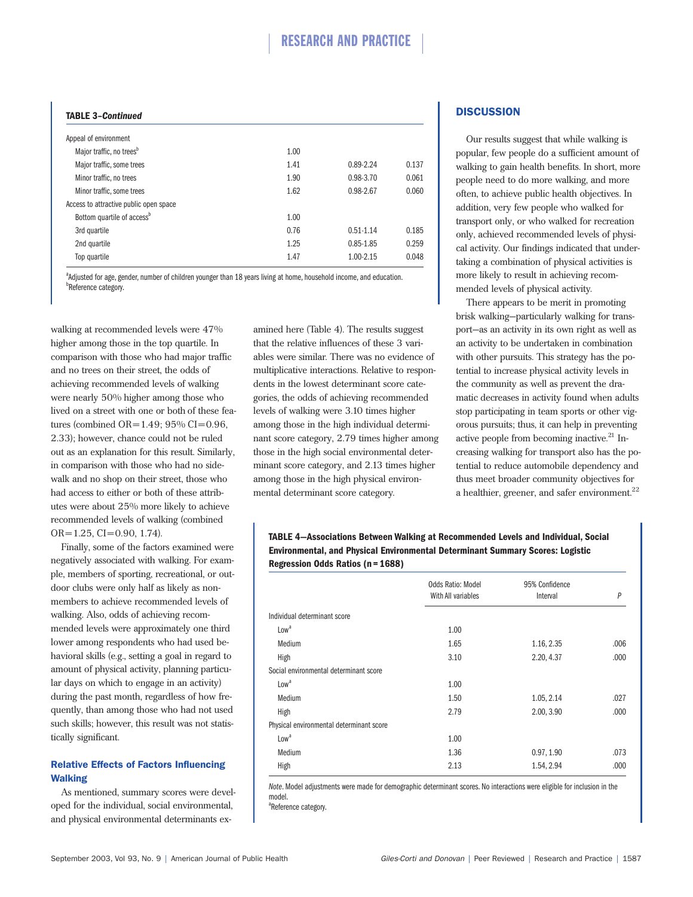**TABLE 3–*Continued***

| | | | |
|---|---|---|---|
| Appeal of environment | | | |
| Major traffic, no trees[b] | 1.00 | | |
| Major traffic, some trees | 1.41 | 0.89-2.24 | 0.137 |
| Minor traffic, no trees | 1.90 | 0.98-3.70 | 0.061 |
| Minor traffic, some trees | 1.62 | 0.98-2.67 | 0.060 |
| Access to attractive public open space | | | |
| Bottom quartile of access[b] | 1.00 | | |
| 3rd quartile | 0.76 | 0.51-1.14 | 0.185 |
| 2nd quartile | 1.25 | 0.85-1.85 | 0.259 |
| Top quartile | 1.47 | 1.00-2.15 | 0.048 |

[a]Adjusted for age, gender, number of children younger than 18 years living at home, household income, and education.
[b]Reference category.

walking at recommended levels were 47% higher among those in the top quartile. In comparison with those who had major traffic and no trees on their street, the odds of achieving recommended levels of walking were nearly 50% higher among those who lived on a street with one or both of these features (combined OR=1.49; 95% CI=0.96, 2.33); however, chance could not be ruled out as an explanation for this result. Similarly, in comparison with those who had no sidewalk and no shop on their street, those who had access to either or both of these attributes were about 25% more likely to achieve recommended levels of walking (combined OR=1.25, CI=0.90, 1.74).

Finally, some of the factors examined were negatively associated with walking. For example, members of sporting, recreational, or outdoor clubs were only half as likely as nonmembers to achieve recommended levels of walking. Also, odds of achieving recommended levels were approximately one third lower among respondents who had used behavioral skills (e.g., setting a goal in regard to amount of physical activity, planning particular days on which to engage in an activity) during the past month, regardless of how frequently, than among those who had not used such skills; however, this result was not statistically significant.

### Relative Effects of Factors Influencing Walking

As mentioned, summary scores were developed for the individual, social environmental, and physical environmental determinants examined here (Table 4). The results suggest that the relative influences of these 3 variables were similar. There was no evidence of multiplicative interactions. Relative to respondents in the lowest determinant score categories, the odds of achieving recommended levels of walking were 3.10 times higher among those in the high individual determinant score category, 2.79 times higher among those in the high social environmental determinant score category, and 2.13 times higher among those in the high physical environmental determinant score category.

**TABLE 4—Associations Between Walking at Recommended Levels and Individual, Social Environmental, and Physical Environmental Determinant Summary Scores: Logistic Regression Odds Ratios (n=1688)**

| | Odds Ratio: Model With All variables | 95% Confidence Interval | *P* |
|---|---|---|---|
| Individual determinant score | | | |
| Low[a] | 1.00 | | |
| Medium | 1.65 | 1.16, 2.35 | .006 |
| High | 3.10 | 2.20, 4.37 | .000 |
| Social environmental determinant score | | | |
| Low[a] | 1.00 | | |
| Medium | 1.50 | 1.05, 2.14 | .027 |
| High | 2.79 | 2.00, 3.90 | .000 |
| Physical environmental determinant score | | | |
| Low[a] | 1.00 | | |
| Medium | 1.36 | 0.97, 1.90 | .073 |
| High | 2.13 | 1.54, 2.94 | .000 |

*Note*. Model adjustments were made for demographic determinant scores. No interactions were eligible for inclusion in the model.
[a]Reference category.

## DISCUSSION

Our results suggest that while walking is popular, few people do a sufficient amount of walking to gain health benefits. In short, more people need to do more walking, and more often, to achieve public health objectives. In addition, very few people who walked for transport only, or who walked for recreation only, achieved recommended levels of physical activity. Our findings indicated that undertaking a combination of physical activities is more likely to result in achieving recommended levels of physical activity.

There appears to be merit in promoting brisk walking—particularly walking for transport—as an activity in its own right as well as an activity to be undertaken in combination with other pursuits. This strategy has the potential to increase physical activity levels in the community as well as prevent the dramatic decreases in activity found when adults stop participating in team sports or other vigorous pursuits; thus, it can help in preventing active people from becoming inactive.[21] Increasing walking for transport also has the potential to reduce automobile dependency and thus meet broader community objectives for a healthier, greener, and safer environment.[22]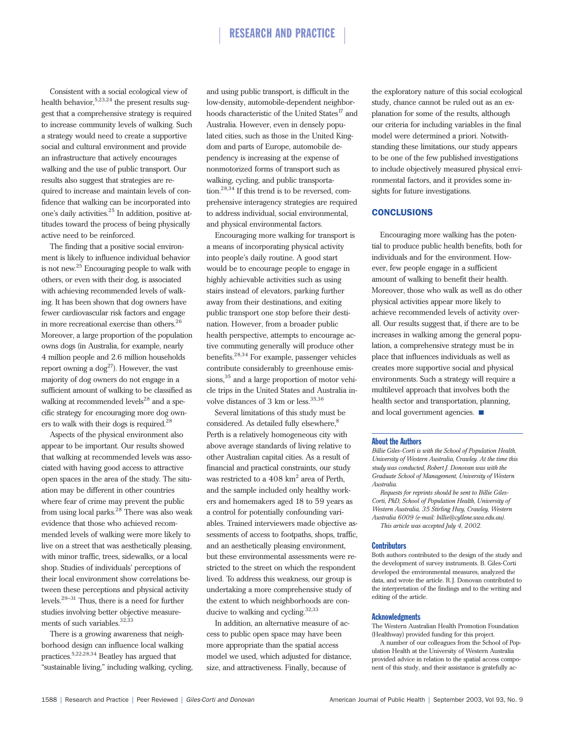Consistent with a social ecological view of health behavior,[5,23,24] the present results suggest that a comprehensive strategy is required to increase community levels of walking. Such a strategy would need to create a supportive social and cultural environment and provide an infrastructure that actively encourages walking and the use of public transport. Our results also suggest that strategies are required to increase and maintain levels of confidence that walking can be incorporated into one's daily activities.[25] In addition, positive attitudes toward the process of being physically active need to be reinforced.

The finding that a positive social environment is likely to influence individual behavior is not new.[25] Encouraging people to walk with others, or even with their dog, is associated with achieving recommended levels of walking. It has been shown that dog owners have fewer cardiovascular risk factors and engage in more recreational exercise than others.[26] Moreover, a large proportion of the population owns dogs (in Australia, for example, nearly 4 million people and 2.6 million households report owning a dog[27]). However, the vast majority of dog owners do not engage in a sufficient amount of walking to be classified as walking at recommended levels[28] and a specific strategy for encouraging more dog owners to walk with their dogs is required.[28]

Aspects of the physical environment also appear to be important. Our results showed that walking at recommended levels was associated with having good access to attractive open spaces in the area of the study. The situation may be different in other countries where fear of crime may prevent the public from using local parks.[28] There was also weak evidence that those who achieved recommended levels of walking were more likely to live on a street that was aesthetically pleasing, with minor traffic, trees, sidewalks, or a local shop. Studies of individuals' perceptions of their local environment show correlations between these perceptions and physical activity levels.[29–31] Thus, there is a need for further studies involving better objective measurements of such variables.[32,33]

There is a growing awareness that neighborhood design can influence local walking practices.[5,22,28,34] Beatley has argued that "sustainable living," including walking, cycling, and using public transport, is difficult in the low-density, automobile-dependent neighborhoods characteristic of the United States[17] and Australia. However, even in densely populated cities, such as those in the United Kingdom and parts of Europe, automobile dependency is increasing at the expense of nonmotorized forms of transport such as walking, cycling, and public transportation.[28,34] If this trend is to be reversed, comprehensive interagency strategies are required to address individual, social environmental, and physical environmental factors.

Encouraging more walking for transport is a means of incorporating physical activity into people's daily routine. A good start would be to encourage people to engage in highly achievable activities such as using stairs instead of elevators, parking further away from their destinations, and exiting public transport one stop before their destination. However, from a broader public health perspective, attempts to encourage active commuting generally will produce other benefits.[28,34] For example, passenger vehicles contribute considerably to greenhouse emissions,[35] and a large proportion of motor vehicle trips in the United States and Australia involve distances of 3 km or less.[35,36]

Several limitations of this study must be considered. As detailed fully elsewhere,[8] Perth is a relatively homogeneous city with above average standards of living relative to other Australian capital cities. As a result of financial and practical constraints, our study was restricted to a 408 $km^2$ area of Perth, and the sample included only healthy workers and homemakers aged 18 to 59 years as a control for potentially confounding variables. Trained interviewers made objective assessments of access to footpaths, shops, traffic, and an aesthetically pleasing environment, but these environmental assessments were restricted to the street on which the respondent lived. To address this weakness, our group is undertaking a more comprehensive study of the extent to which neighborhoods are conducive to walking and cycling.[32,33]

In addition, an alternative measure of access to public open space may have been more appropriate than the spatial access model we used, which adjusted for distance, size, and attractiveness. Finally, because of the exploratory nature of this social ecological study, chance cannot be ruled out as an explanation for some of the results, although our criteria for including variables in the final model were determined a priori. Notwithstanding these limitations, our study appears to be one of the few published investigations to include objectively measured physical environmental factors, and it provides some insights for future investigations.

## CONCLUSIONS

Encouraging more walking has the potential to produce public health benefits, both for individuals and for the environment. However, few people engage in a sufficient amount of walking to benefit their health. Moreover, those who walk as well as do other physical activities appear more likely to achieve recommended levels of activity overall. Our results suggest that, if there are to be increases in walking among the general population, a comprehensive strategy must be in place that influences individuals as well as creates more supportive social and physical environments. Such a strategy will require a multilevel approach that involves both the health sector and transportation, planning, and local government agencies. ■

### About the Authors

*Billie Giles-Corti is with the School of Population Health, University of Western Australia, Crawley. At the time this study was conducted, Robert J. Donovan was with the Graduate School of Management, University of Western Australia.*

*Requests for reprints should be sent to Billie Giles-Corti, PhD, School of Population Health, University of Western Australia, 35 Stirling Hwy, Crawley, Western Australia 6009 (e-mail: billie@cyllene.uwa.edu.au).*

*This article was accepted July 4, 2002.*

### Contributors

Both authors contributed to the design of the study and the development of survey instruments. B. Giles-Corti developed the environmental measures, analyzed the data, and wrote the article. R.J. Donovan contributed to the interpretation of the findings and to the writing and editing of the article.

### Acknowledgments

The Western Australian Health Promotion Foundation (Healthway) provided funding for this project.

A number of our colleagues from the School of Population Health at the University of Western Australia provided advice in relation to the spatial access component of this study, and their assistance is gratefully ac-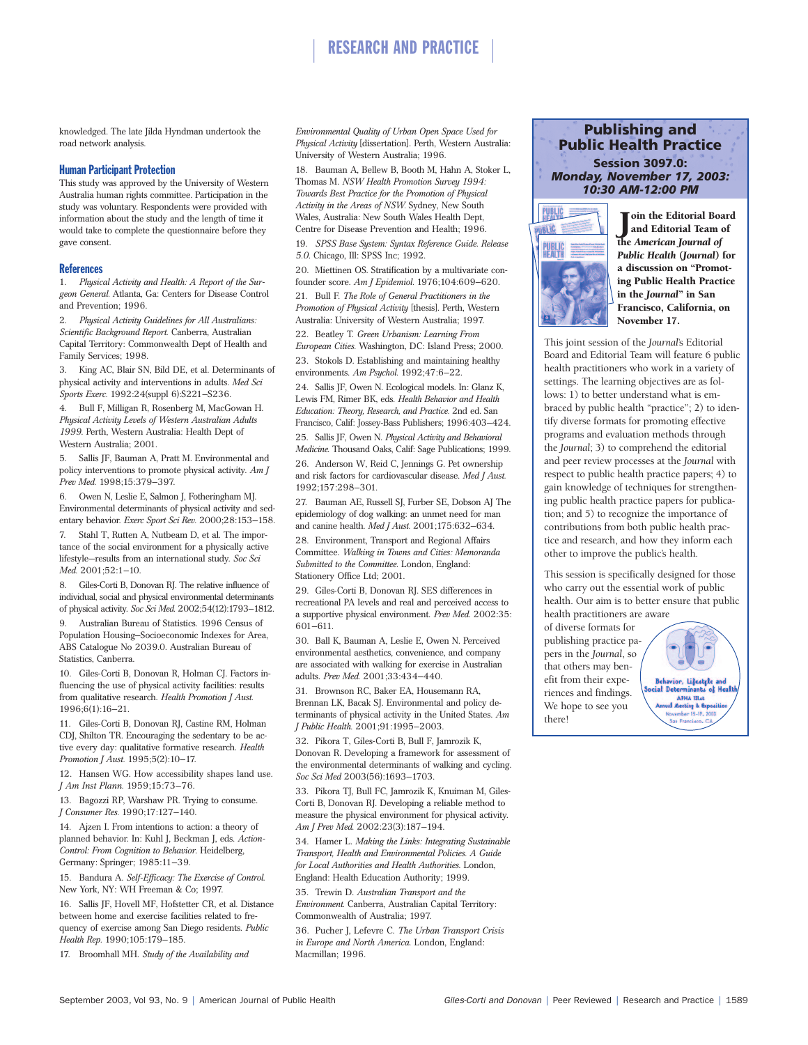knowledged. The late Jilda Hyndman undertook the road network analysis.

### Human Participant Protection

This study was approved by the University of Western Australia human rights committee. Participation in the study was voluntary. Respondents were provided with information about the study and the length of time it would take to complete the questionnaire before they gave consent.

### References

1. *Physical Activity and Health: A Report of the Surgeon General.* Atlanta, Ga: Centers for Disease Control and Prevention; 1996.
2. *Physical Activity Guidelines for All Australians: Scientific Background Report.* Canberra, Australian Capital Territory: Commonwealth Dept of Health and Family Services; 1998.
3. King AC, Blair SN, Bild DE, et al. Determinants of physical activity and interventions in adults. *Med Sci Sports Exerc.* 1992:24(suppl 6):S221–S236.
4. Bull F, Milligan R, Rosenberg M, MacGowan H. *Physical Activity Levels of Western Australian Adults 1999.* Perth, Western Australia: Health Dept of Western Australia; 2001.
5. Sallis JF, Bauman A, Pratt M. Environmental and policy interventions to promote physical activity. *Am J Prev Med.* 1998;15:379–397.
6. Owen N, Leslie E, Salmon J, Fotheringham MJ. Environmental determinants of physical activity and sedentary behavior. *Exerc Sport Sci Rev.* 2000;28:153–158.
7. Stahl T, Rutten A, Nutbeam D, et al. The importance of the social environment for a physically active lifestyle—results from an international study. *Soc Sci Med.* 2001;52:1–10.
8. Giles-Corti B, Donovan RJ. The relative influence of individual, social and physical environmental determinants of physical activity. *Soc Sci Med.* 2002;54(12):1793–1812.
9. Australian Bureau of Statistics. 1996 Census of Population Housing–Socioeconomic Indexes for Area, ABS Catalogue No 2039.0. Australian Bureau of Statistics, Canberra.
10. Giles-Corti B, Donovan R, Holman CJ. Factors influencing the use of physical activity facilities: results from qualitative research. *Health Promotion J Aust.* 1996;6(1):16–21.
11. Giles-Corti B, Donovan RJ, Castine RM, Holman CDJ, Shilton TR. Encouraging the sedentary to be active every day: qualitative formative research. *Health Promotion J Aust.* 1995;5(2):10–17.
12. Hansen WG. How accessibility shapes land use. *J Am Inst Plann.* 1959;15:73–76.
13. Bagozzi RP, Warshaw PR. Trying to consume. *J Consumer Res.* 1990;17:127–140.
14. Ajzen I. From intentions to action: a theory of planned behavior. In: Kuhl J, Beckman J, eds. *Action-Control: From Cognition to Behavior.* Heidelberg, Germany: Springer; 1985:11–39.
15. Bandura A. *Self-Efficacy: The Exercise of Control.* New York, NY: WH Freeman & Co; 1997.
16. Sallis JF, Hovell MF, Hofstetter CR, et al. Distance between home and exercise facilities related to frequency of exercise among San Diego residents. *Public Health Rep.* 1990;105:179–185.
17. Broomhall MH. *Study of the Availability and Environmental Quality of Urban Open Space Used for Physical Activity* [dissertation]. Perth, Western Australia: University of Western Australia; 1996.
18. Bauman A, Bellew B, Booth M, Hahn A, Stoker L, Thomas M. *NSW Health Promotion Survey 1994: Towards Best Practice for the Promotion of Physical Activity in the Areas of NSW.* Sydney, New South Wales, Australia: New South Wales Health Dept, Centre for Disease Prevention and Health; 1996.
19. *SPSS Base System: Syntax Reference Guide. Release 5.0.* Chicago, Ill: SPSS Inc; 1992.
20. Miettinen OS. Stratification by a multivariate confounder score. *Am J Epidemiol.* 1976;104:609–620.
21. Bull F. *The Role of General Practitioners in the Promotion of Physical Activity* [thesis]. Perth, Western Australia: University of Western Australia; 1997.
22. Beatley T. *Green Urbanism: Learning From European Cities.* Washington, DC: Island Press; 2000.
23. Stokols D. Establishing and maintaining healthy environments. *Am Psychol.* 1992;47:6–22.
24. Sallis JF, Owen N. Ecological models. In: Glanz K, Lewis FM, Rimer BK, eds. *Health Behavior and Health Education: Theory, Research, and Practice.* 2nd ed. San Francisco, Calif: Jossey-Bass Publishers; 1996:403–424.
25. Sallis JF, Owen N. *Physical Activity and Behavioral Medicine.* Thousand Oaks, Calif: Sage Publications; 1999.
26. Anderson W, Reid C, Jennings G. Pet ownership and risk factors for cardiovascular disease. *Med J Aust.* 1992;157:298–301.
27. Bauman AE, Russell SJ, Furber SE, Dobson AJ The epidemiology of dog walking: an unmet need for man and canine health. *Med J Aust.* 2001;175:632–634.
28. Environment, Transport and Regional Affairs Committee. *Walking in Towns and Cities: Memoranda Submitted to the Committee.* London, England: Stationery Office Ltd; 2001.
29. Giles-Corti B, Donovan RJ. SES differences in recreational PA levels and real and perceived access to a supportive physical environment. *Prev Med.* 2002:35: 601–611.
30. Ball K, Bauman A, Leslie E, Owen N. Perceived environmental aesthetics, convenience, and company are associated with walking for exercise in Australian adults. *Prev Med.* 2001;33:434–440.
31. Brownson RC, Baker EA, Housemann RA, Brennan LK, Bacak SJ. Environmental and policy determinants of physical activity in the United States. *Am J Public Health.* 2001;91:1995–2003.
32. Pikora T, Giles-Corti B, Bull F, Jamrozik K, Donovan R. Developing a framework for assessment of the environmental determinants of walking and cycling. *Soc Sci Med* 2003(56):1693–1703.
33. Pikora TJ, Bull FC, Jamrozik K, Knuiman M, Giles-Corti B, Donovan RJ. Developing a reliable method to measure the physical environment for physical activity. *Am J Prev Med.* 2002:23(3):187–194.
34. Hamer L. *Making the Links: Integrating Sustainable Transport, Health and Environmental Policies. A Guide for Local Authorities and Health Authorities.* London, England: Health Education Authority; 1999.
35. Trewin D. *Australian Transport and the Environment.* Canberra, Australian Capital Territory: Commonwealth of Australia; 1997.
36. Pucher J, Lefevre C. *The Urban Transport Crisis in Europe and North America.* London, England: Macmillan; 1996.

---

## Publishing and Public Health Practice

**Session 3097.0:**
***Monday, November 17, 2003: 10:30 AM-12:00 PM***

**Join the Editorial Board and Editorial Team of the *American Journal of Public Health* (*Journal*) for a discussion on "Promoting Public Health Practice in the *Journal*" in San Francisco, California, on November 17.**

This joint session of the *Journal*'s Editorial Board and Editorial Team will feature 6 public health practitioners who work in a variety of settings. The learning objectives are as follows: 1) to better understand what is embraced by public health "practice"; 2) to identify diverse formats for promoting effective programs and evaluation methods through the *Journal*; 3) to comprehend the editorial and peer review processes at the *Journal* with respect to public health practice papers; 4) to gain knowledge of techniques for strengthening public health practice papers for publication; and 5) to recognize the importance of contributions from both public health practice and research, and how they inform each other to improve the public's health.

This session is specifically designed for those who carry out the essential work of public health. Our aim is to better ensure that public health practitioners are aware of diverse formats for publishing practice papers in the *Journal*, so that others may benefit from their experiences and findings. We hope to see you there!

Behavior, Lifestyle and Social Determinants of Health
APHA 131st Annual Meeting & Exposition
November 15-19, 2003
San Francisco, CA